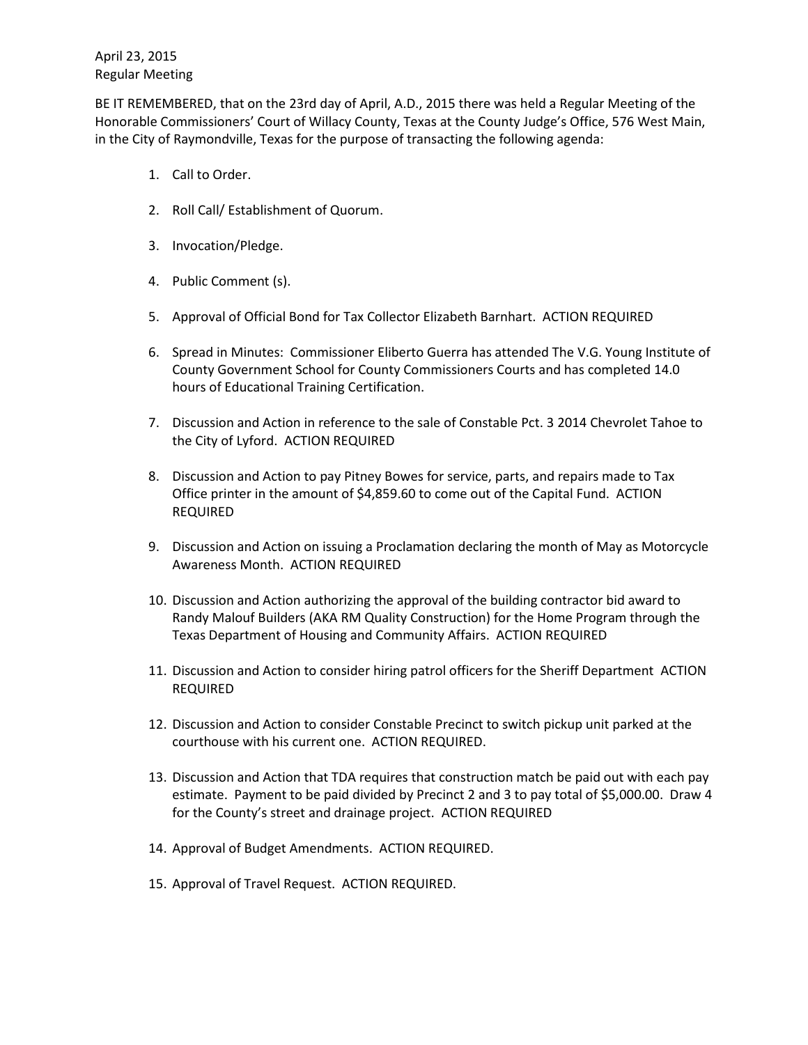April 23, 2015
Regular Meeting

BE IT REMEMBERED, that on the 23rd day of April, A.D., 2015 there was held a Regular Meeting of the Honorable Commissioners' Court of Willacy County, Texas at the County Judge's Office, 576 West Main, in the City of Raymondville, Texas for the purpose of transacting the following agenda:

1. Call to Order.
2. Roll Call/ Establishment of Quorum.
3. Invocation/Pledge.
4. Public Comment (s).
5. Approval of Official Bond for Tax Collector Elizabeth Barnhart. ACTION REQUIRED
6. Spread in Minutes: Commissioner Eliberto Guerra has attended The V.G. Young Institute of County Government School for County Commissioners Courts and has completed 14.0 hours of Educational Training Certification.
7. Discussion and Action in reference to the sale of Constable Pct. 3 2014 Chevrolet Tahoe to the City of Lyford. ACTION REQUIRED
8. Discussion and Action to pay Pitney Bowes for service, parts, and repairs made to Tax Office printer in the amount of $4,859.60 to come out of the Capital Fund. ACTION REQUIRED
9. Discussion and Action on issuing a Proclamation declaring the month of May as Motorcycle Awareness Month. ACTION REQUIRED
10. Discussion and Action authorizing the approval of the building contractor bid award to Randy Malouf Builders (AKA RM Quality Construction) for the Home Program through the Texas Department of Housing and Community Affairs. ACTION REQUIRED
11. Discussion and Action to consider hiring patrol officers for the Sheriff Department ACTION REQUIRED
12. Discussion and Action to consider Constable Precinct to switch pickup unit parked at the courthouse with his current one. ACTION REQUIRED.
13. Discussion and Action that TDA requires that construction match be paid out with each pay estimate. Payment to be paid divided by Precinct 2 and 3 to pay total of $5,000.00. Draw 4 for the County's street and drainage project. ACTION REQUIRED
14. Approval of Budget Amendments. ACTION REQUIRED.
15. Approval of Travel Request. ACTION REQUIRED.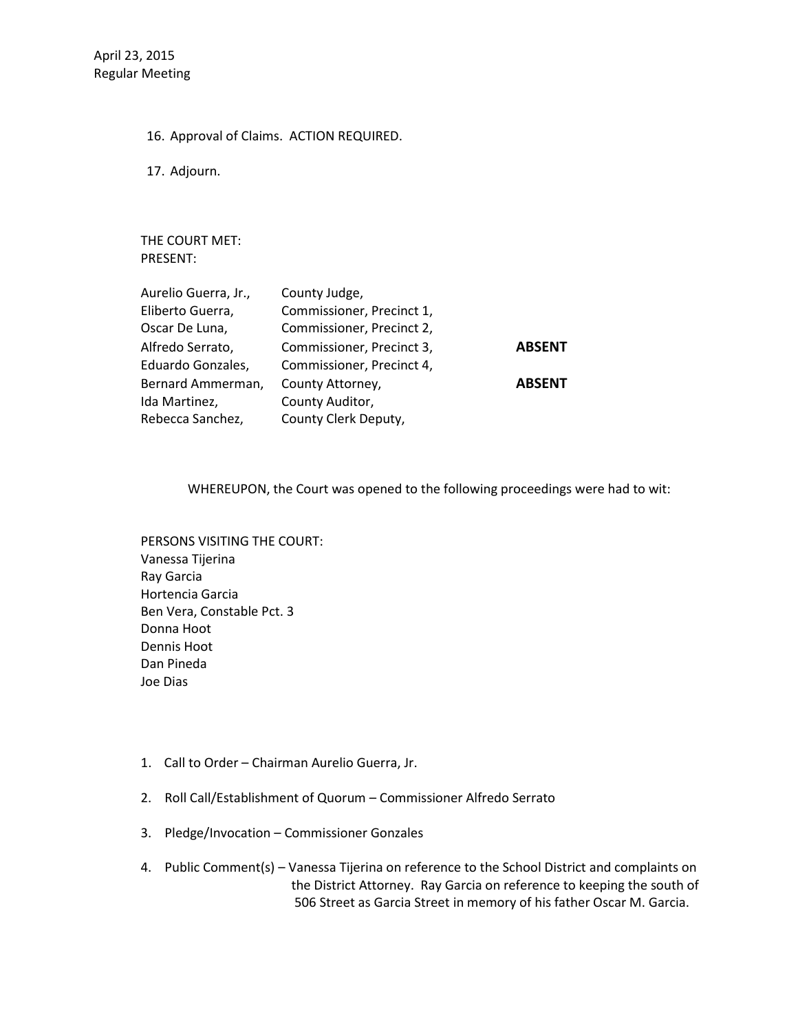April 23, 2015
Regular Meeting

16. Approval of Claims. ACTION REQUIRED.

17. Adjourn.

THE COURT MET:
PRESENT:

| | | |
|---|---|---|
| Aurelio Guerra, Jr., | County Judge, | |
| Eliberto Guerra, | Commissioner, Precinct 1, | |
| Oscar De Luna, | Commissioner, Precinct 2, | |
| Alfredo Serrato, | Commissioner, Precinct 3, | **ABSENT** |
| Eduardo Gonzales, | Commissioner, Precinct 4, | |
| Bernard Ammerman, | County Attorney, | **ABSENT** |
| Ida Martinez, | County Auditor, | |
| Rebecca Sanchez, | County Clerk Deputy, | |

WHEREUPON, the Court was opened to the following proceedings were had to wit:

PERSONS VISITING THE COURT:
Vanessa Tijerina
Ray Garcia
Hortencia Garcia
Ben Vera, Constable Pct. 3
Donna Hoot
Dennis Hoot
Dan Pineda
Joe Dias

1. Call to Order – Chairman Aurelio Guerra, Jr.
2. Roll Call/Establishment of Quorum – Commissioner Alfredo Serrato
3. Pledge/Invocation – Commissioner Gonzales
4. Public Comment(s) – Vanessa Tijerina on reference to the School District and complaints on the District Attorney. Ray Garcia on reference to keeping the south of 506 Street as Garcia Street in memory of his father Oscar M. Garcia.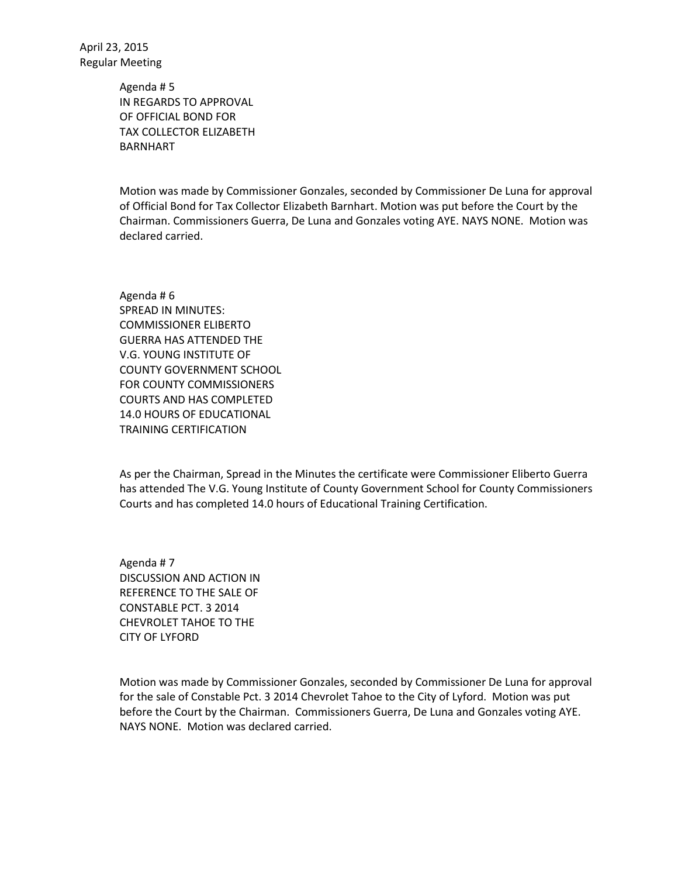April 23, 2015
Regular Meeting

Agenda # 5
IN REGARDS TO APPROVAL
OF OFFICIAL BOND FOR
TAX COLLECTOR ELIZABETH
BARNHART

Motion was made by Commissioner Gonzales, seconded by Commissioner De Luna for approval of Official Bond for Tax Collector Elizabeth Barnhart. Motion was put before the Court by the Chairman. Commissioners Guerra, De Luna and Gonzales voting AYE. NAYS NONE. Motion was declared carried.

Agenda # 6
SPREAD IN MINUTES:
COMMISSIONER ELIBERTO
GUERRA HAS ATTENDED THE
V.G. YOUNG INSTITUTE OF
COUNTY GOVERNMENT SCHOOL
FOR COUNTY COMMISSIONERS
COURTS AND HAS COMPLETED
14.0 HOURS OF EDUCATIONAL
TRAINING CERTIFICATION

As per the Chairman, Spread in the Minutes the certificate were Commissioner Eliberto Guerra has attended The V.G. Young Institute of County Government School for County Commissioners Courts and has completed 14.0 hours of Educational Training Certification.

Agenda # 7
DISCUSSION AND ACTION IN
REFERENCE TO THE SALE OF
CONSTABLE PCT. 3 2014
CHEVROLET TAHOE TO THE
CITY OF LYFORD

Motion was made by Commissioner Gonzales, seconded by Commissioner De Luna for approval for the sale of Constable Pct. 3 2014 Chevrolet Tahoe to the City of Lyford. Motion was put before the Court by the Chairman. Commissioners Guerra, De Luna and Gonzales voting AYE. NAYS NONE. Motion was declared carried.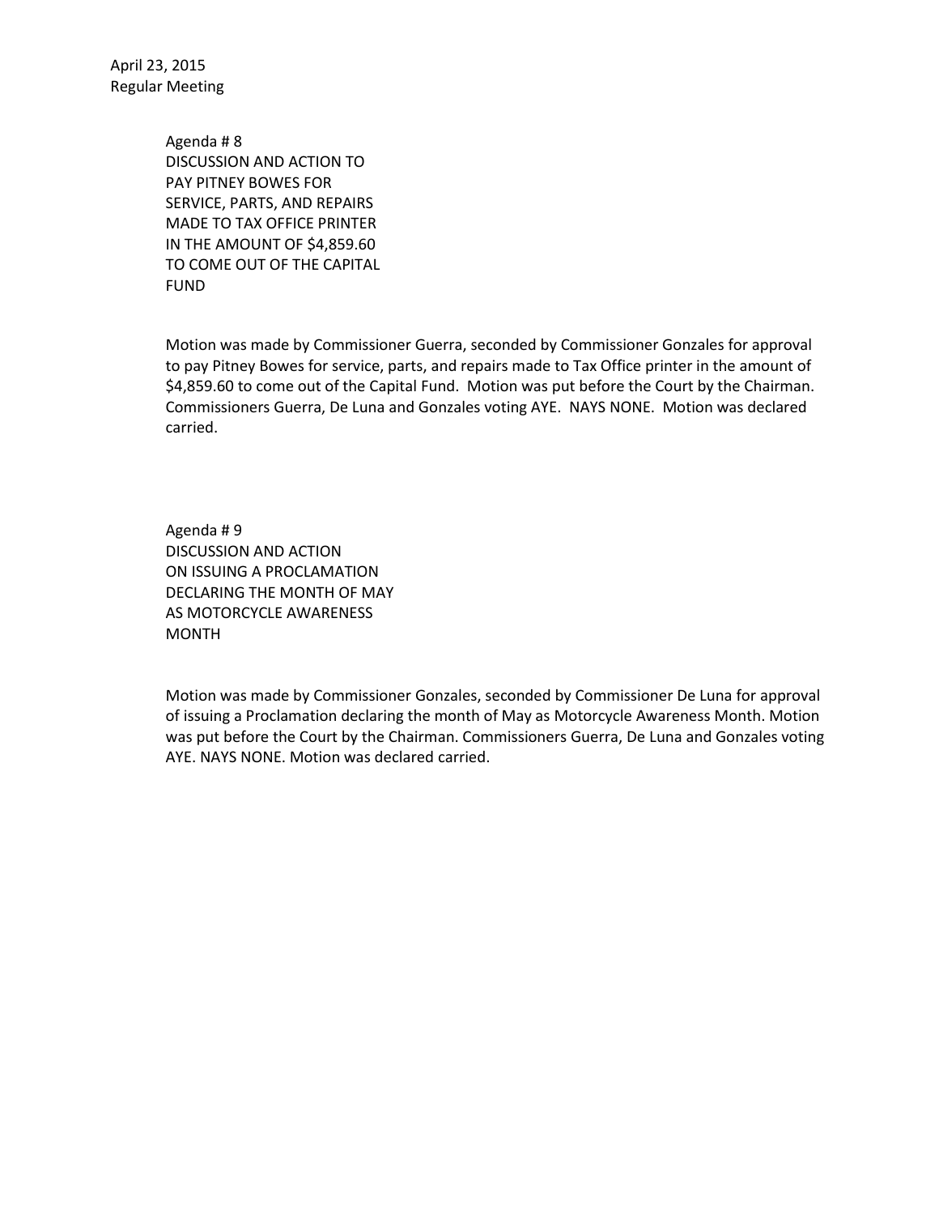April 23, 2015
Regular Meeting

Agenda # 8
DISCUSSION AND ACTION TO
PAY PITNEY BOWES FOR
SERVICE, PARTS, AND REPAIRS
MADE TO TAX OFFICE PRINTER
IN THE AMOUNT OF $4,859.60
TO COME OUT OF THE CAPITAL
FUND

Motion was made by Commissioner Guerra, seconded by Commissioner Gonzales for approval to pay Pitney Bowes for service, parts, and repairs made to Tax Office printer in the amount of $4,859.60 to come out of the Capital Fund. Motion was put before the Court by the Chairman. Commissioners Guerra, De Luna and Gonzales voting AYE. NAYS NONE. Motion was declared carried.

Agenda # 9
DISCUSSION AND ACTION
ON ISSUING A PROCLAMATION
DECLARING THE MONTH OF MAY
AS MOTORCYCLE AWARENESS
MONTH

Motion was made by Commissioner Gonzales, seconded by Commissioner De Luna for approval of issuing a Proclamation declaring the month of May as Motorcycle Awareness Month. Motion was put before the Court by the Chairman. Commissioners Guerra, De Luna and Gonzales voting AYE. NAYS NONE. Motion was declared carried.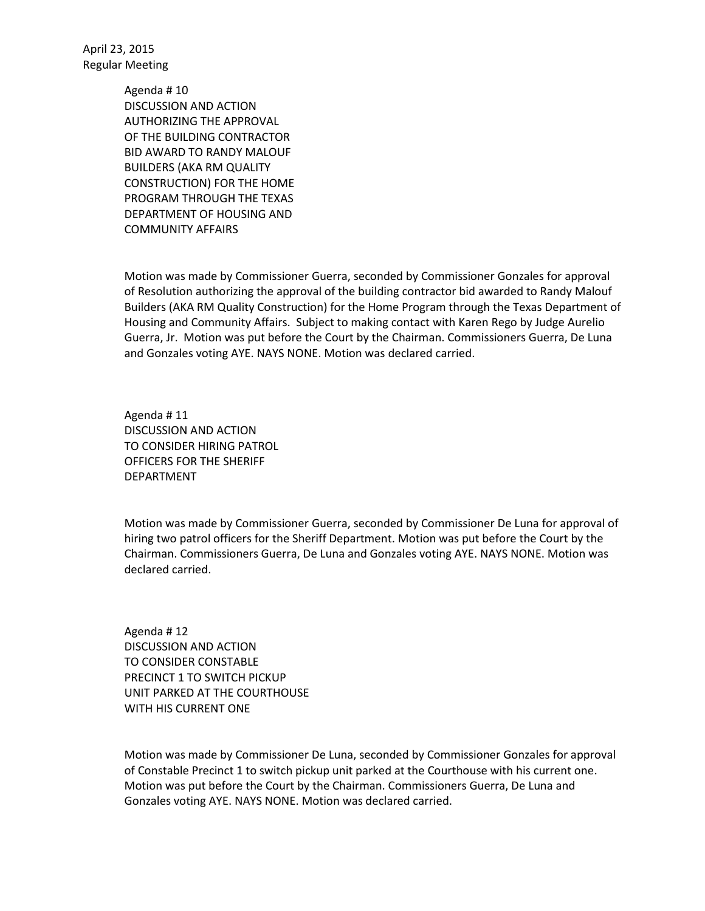April 23, 2015
Regular Meeting

Agenda # 10
DISCUSSION AND ACTION
AUTHORIZING THE APPROVAL
OF THE BUILDING CONTRACTOR
BID AWARD TO RANDY MALOUF
BUILDERS (AKA RM QUALITY
CONSTRUCTION) FOR THE HOME
PROGRAM THROUGH THE TEXAS
DEPARTMENT OF HOUSING AND
COMMUNITY AFFAIRS

Motion was made by Commissioner Guerra, seconded by Commissioner Gonzales for approval of Resolution authorizing the approval of the building contractor bid awarded to Randy Malouf Builders (AKA RM Quality Construction) for the Home Program through the Texas Department of Housing and Community Affairs. Subject to making contact with Karen Rego by Judge Aurelio Guerra, Jr. Motion was put before the Court by the Chairman. Commissioners Guerra, De Luna and Gonzales voting AYE. NAYS NONE. Motion was declared carried.

Agenda # 11
DISCUSSION AND ACTION
TO CONSIDER HIRING PATROL
OFFICERS FOR THE SHERIFF
DEPARTMENT

Motion was made by Commissioner Guerra, seconded by Commissioner De Luna for approval of hiring two patrol officers for the Sheriff Department. Motion was put before the Court by the Chairman. Commissioners Guerra, De Luna and Gonzales voting AYE. NAYS NONE. Motion was declared carried.

Agenda # 12
DISCUSSION AND ACTION
TO CONSIDER CONSTABLE
PRECINCT 1 TO SWITCH PICKUP
UNIT PARKED AT THE COURTHOUSE
WITH HIS CURRENT ONE

Motion was made by Commissioner De Luna, seconded by Commissioner Gonzales for approval of Constable Precinct 1 to switch pickup unit parked at the Courthouse with his current one. Motion was put before the Court by the Chairman. Commissioners Guerra, De Luna and Gonzales voting AYE. NAYS NONE. Motion was declared carried.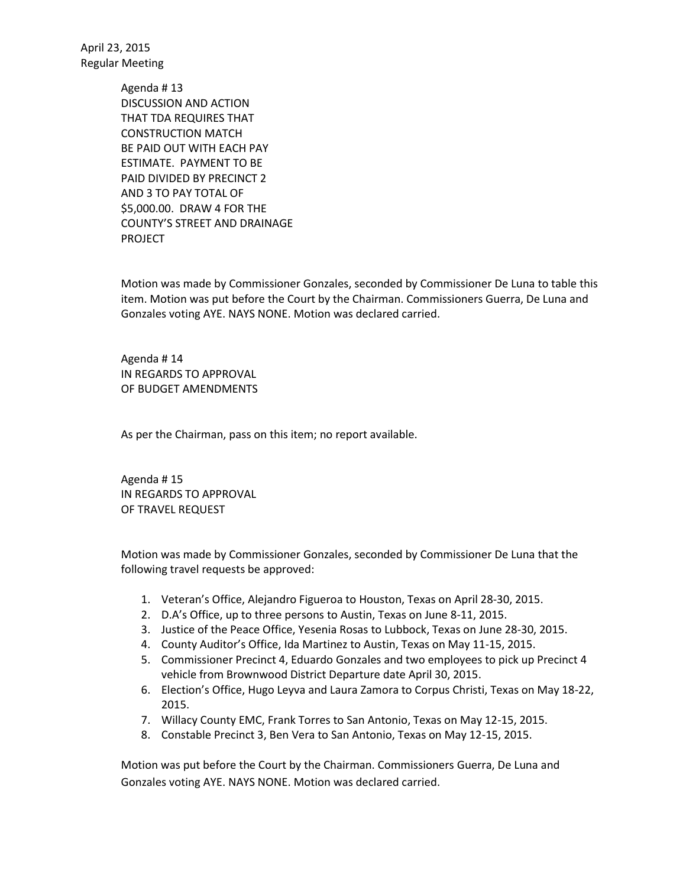April 23, 2015
Regular Meeting

Agenda # 13
DISCUSSION AND ACTION
THAT TDA REQUIRES THAT
CONSTRUCTION MATCH
BE PAID OUT WITH EACH PAY
ESTIMATE. PAYMENT TO BE
PAID DIVIDED BY PRECINCT 2
AND 3 TO PAY TOTAL OF
$5,000.00. DRAW 4 FOR THE
COUNTY'S STREET AND DRAINAGE
PROJECT

Motion was made by Commissioner Gonzales, seconded by Commissioner De Luna to table this item. Motion was put before the Court by the Chairman. Commissioners Guerra, De Luna and Gonzales voting AYE. NAYS NONE. Motion was declared carried.

Agenda # 14
IN REGARDS TO APPROVAL
OF BUDGET AMENDMENTS

As per the Chairman, pass on this item; no report available.

Agenda # 15
IN REGARDS TO APPROVAL
OF TRAVEL REQUEST

Motion was made by Commissioner Gonzales, seconded by Commissioner De Luna that the following travel requests be approved:

1. Veteran's Office, Alejandro Figueroa to Houston, Texas on April 28-30, 2015.
2. D.A's Office, up to three persons to Austin, Texas on June 8-11, 2015.
3. Justice of the Peace Office, Yesenia Rosas to Lubbock, Texas on June 28-30, 2015.
4. County Auditor's Office, Ida Martinez to Austin, Texas on May 11-15, 2015.
5. Commissioner Precinct 4, Eduardo Gonzales and two employees to pick up Precinct 4 vehicle from Brownwood District Departure date April 30, 2015.
6. Election's Office, Hugo Leyva and Laura Zamora to Corpus Christi, Texas on May 18-22, 2015.
7. Willacy County EMC, Frank Torres to San Antonio, Texas on May 12-15, 2015.
8. Constable Precinct 3, Ben Vera to San Antonio, Texas on May 12-15, 2015.

Motion was put before the Court by the Chairman. Commissioners Guerra, De Luna and Gonzales voting AYE. NAYS NONE. Motion was declared carried.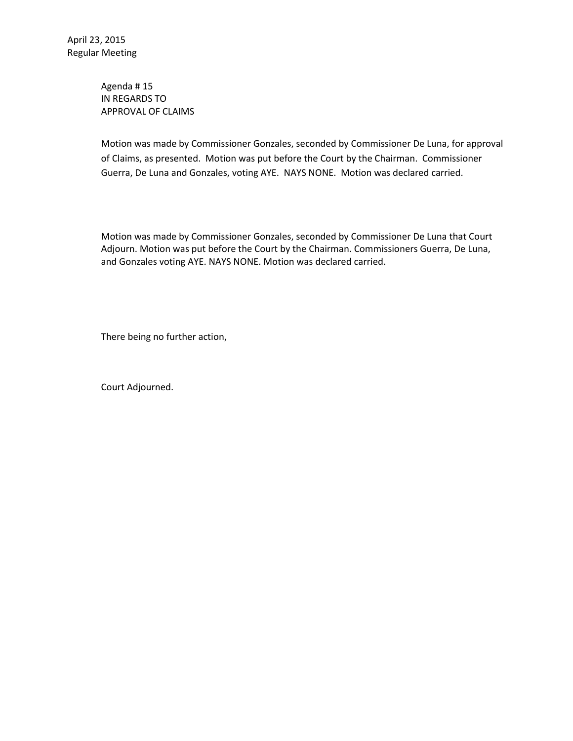April 23, 2015
Regular Meeting

Agenda # 15
IN REGARDS TO
APPROVAL OF CLAIMS

Motion was made by Commissioner Gonzales, seconded by Commissioner De Luna, for approval of Claims, as presented. Motion was put before the Court by the Chairman. Commissioner Guerra, De Luna and Gonzales, voting AYE. NAYS NONE. Motion was declared carried.

Motion was made by Commissioner Gonzales, seconded by Commissioner De Luna that Court Adjourn. Motion was put before the Court by the Chairman. Commissioners Guerra, De Luna, and Gonzales voting AYE. NAYS NONE. Motion was declared carried.

There being no further action,

Court Adjourned.